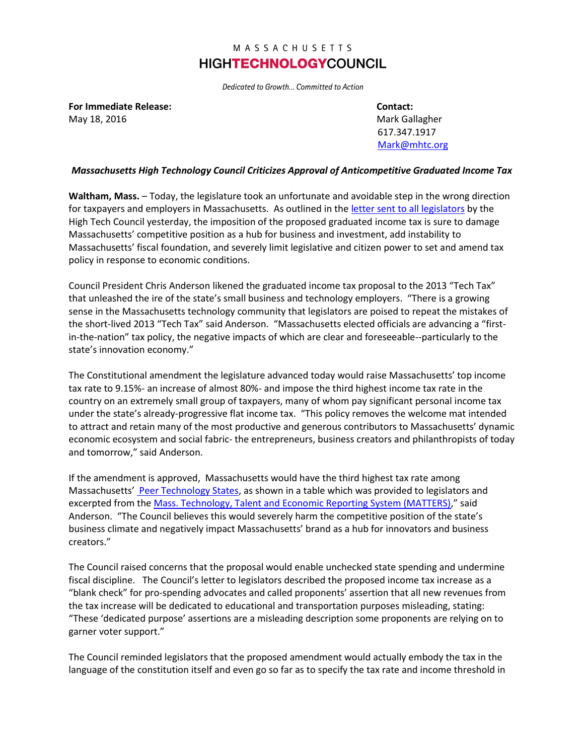MASSACHUSETTS

**HIGHTECHNOLOGYCOUNCIL**

*Dedicated to Growth… Committed to Action*

**For Immediate Release:**
May 18, 2016

**Contact:**
Mark Gallagher
617.347.1917
Mark@mhtc.org

***Massachusetts High Technology Council Criticizes Approval of Anticompetitive Graduated Income Tax***

**Waltham, Mass.** – Today, the legislature took an unfortunate and avoidable step in the wrong direction for taxpayers and employers in Massachusetts. As outlined in the letter sent to all legislators by the High Tech Council yesterday, the imposition of the proposed graduated income tax is sure to damage Massachusetts' competitive position as a hub for business and investment, add instability to Massachusetts' fiscal foundation, and severely limit legislative and citizen power to set and amend tax policy in response to economic conditions.

Council President Chris Anderson likened the graduated income tax proposal to the 2013 "Tech Tax" that unleashed the ire of the state's small business and technology employers. "There is a growing sense in the Massachusetts technology community that legislators are poised to repeat the mistakes of the short-lived 2013 "Tech Tax" said Anderson. "Massachusetts elected officials are advancing a "first-in-the-nation" tax policy, the negative impacts of which are clear and foreseeable--particularly to the state's innovation economy."

The Constitutional amendment the legislature advanced today would raise Massachusetts' top income tax rate to 9.15%- an increase of almost 80%- and impose the third highest income tax rate in the country on an extremely small group of taxpayers, many of whom pay significant personal income tax under the state's already-progressive flat income tax. "This policy removes the welcome mat intended to attract and retain many of the most productive and generous contributors to Massachusetts' dynamic economic ecosystem and social fabric- the entrepreneurs, business creators and philanthropists of today and tomorrow," said Anderson.

If the amendment is approved, Massachusetts would have the third highest tax rate among Massachusetts' Peer Technology States, as shown in a table which was provided to legislators and excerpted from the Mass. Technology, Talent and Economic Reporting System (MATTERS)," said Anderson. "The Council believes this would severely harm the competitive position of the state's business climate and negatively impact Massachusetts' brand as a hub for innovators and business creators."

The Council raised concerns that the proposal would enable unchecked state spending and undermine fiscal discipline. The Council's letter to legislators described the proposed income tax increase as a "blank check" for pro-spending advocates and called proponents' assertion that all new revenues from the tax increase will be dedicated to educational and transportation purposes misleading, stating: "These 'dedicated purpose' assertions are a misleading description some proponents are relying on to garner voter support."

The Council reminded legislators that the proposed amendment would actually embody the tax in the language of the constitution itself and even go so far as to specify the tax rate and income threshold in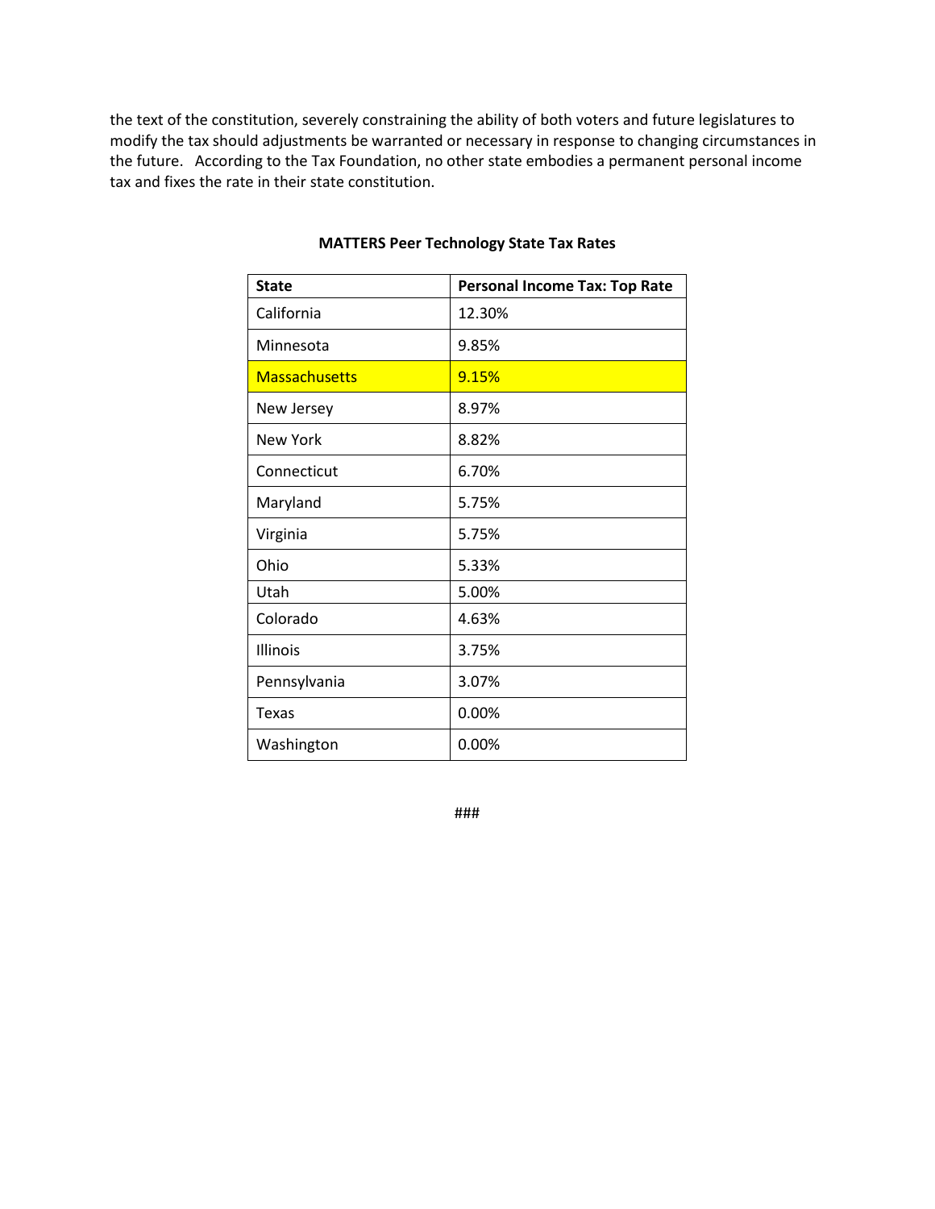the text of the constitution, severely constraining the ability of both voters and future legislatures to modify the tax should adjustments be warranted or necessary in response to changing circumstances in the future.  According to the Tax Foundation, no other state embodies a permanent personal income tax and fixes the rate in their state constitution.

**MATTERS Peer Technology State Tax Rates**

| State | Personal Income Tax: Top Rate |
|---|---|
| California | 12.30% |
| Minnesota | 9.85% |
| Massachusetts | 9.15% |
| New Jersey | 8.97% |
| New York | 8.82% |
| Connecticut | 6.70% |
| Maryland | 5.75% |
| Virginia | 5.75% |
| Ohio | 5.33% |
| Utah | 5.00% |
| Colorado | 4.63% |
| Illinois | 3.75% |
| Pennsylvania | 3.07% |
| Texas | 0.00% |
| Washington | 0.00% |

###